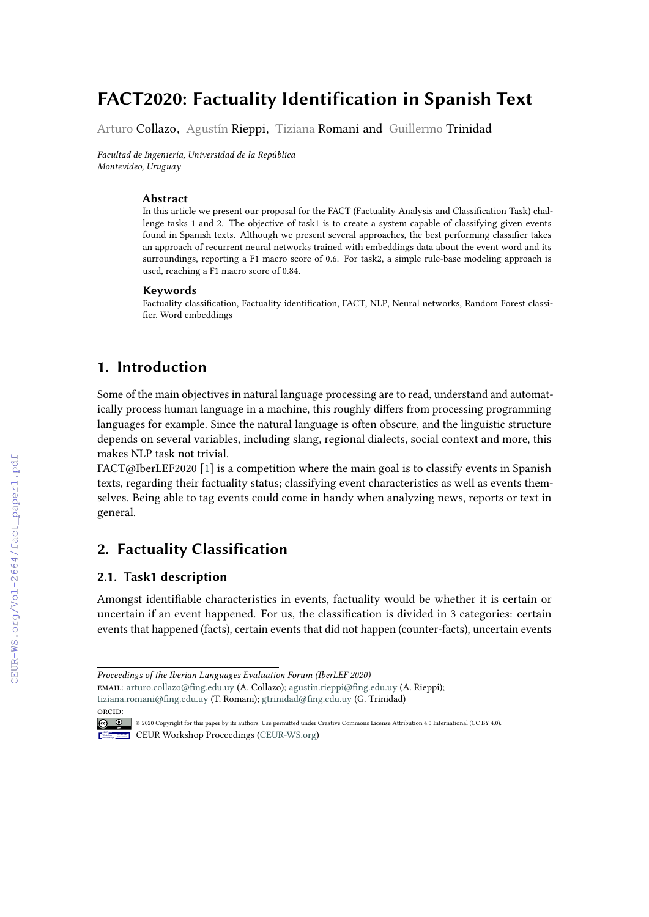# FACT2020: Factuality Identification in Spanish Text

Arturo Collazo, Agustín Rieppi, Tiziana Romani and Guillermo Trinidad

*Facultad de Ingeniería, Universidad de la República*
*Montevideo, Uruguay*

### Abstract

In this article we present our proposal for the FACT (Factuality Analysis and Classification Task) challenge tasks 1 and 2. The objective of task1 is to create a system capable of classifying given events found in Spanish texts. Although we present several approaches, the best performing classifier takes an approach of recurrent neural networks trained with embeddings data about the event word and its surroundings, reporting a F1 macro score of 0.6. For task2, a simple rule-base modeling approach is used, reaching a F1 macro score of 0.84.

### Keywords

Factuality classification, Factuality identification, FACT, NLP, Neural networks, Random Forest classifier, Word embeddings

## 1. Introduction

Some of the main objectives in natural language processing are to read, understand and automatically process human language in a machine, this roughly differs from processing programming languages for example. Since the natural language is often obscure, and the linguistic structure depends on several variables, including slang, regional dialects, social context and more, this makes NLP task not trivial.

FACT@IberLEF2020 [1] is a competition where the main goal is to classify events in Spanish texts, regarding their factuality status; classifying event characteristics as well as events themselves. Being able to tag events could come in handy when analyzing news, reports or text in general.

## 2. Factuality Classification

### 2.1. Task1 description

Amongst identifiable characteristics in events, factuality would be whether it is certain or uncertain if an event happened. For us, the classification is divided in 3 categories: certain events that happened (facts), certain events that did not happen (counter-facts), uncertain events

---

*Proceedings of the Iberian Languages Evaluation Forum (IberLEF 2020)*
EMAIL: arturo.collazo@fing.edu.uy (A. Collazo); agustin.rieppi@fing.edu.uy (A. Rieppi); tiziana.romani@fing.edu.uy (T. Romani); gtrinidad@fing.edu.uy (G. Trinidad)
ORCID:
© 2020 Copyright for this paper by its authors. Use permitted under Creative Commons License Attribution 4.0 International (CC BY 4.0).
CEUR Workshop Proceedings (CEUR-WS.org)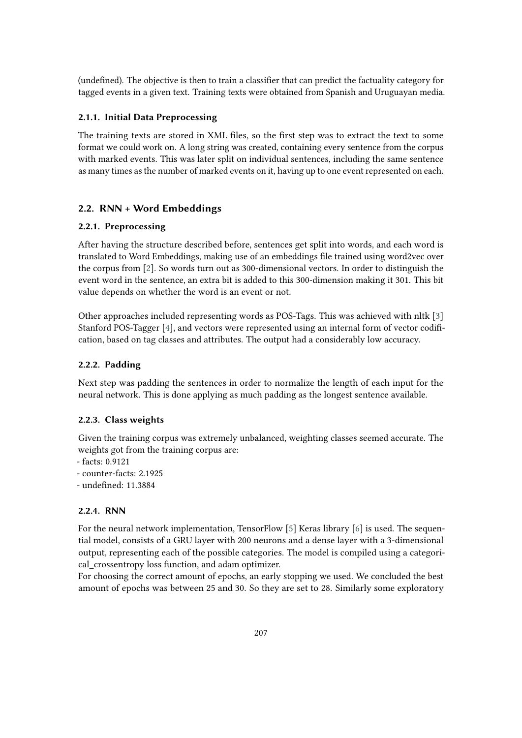(undefined). The objective is then to train a classifier that can predict the factuality category for tagged events in a given text. Training texts were obtained from Spanish and Uruguayan media.

#### 2.1.1. Initial Data Preprocessing

The training texts are stored in XML files, so the first step was to extract the text to some format we could work on. A long string was created, containing every sentence from the corpus with marked events. This was later split on individual sentences, including the same sentence as many times as the number of marked events on it, having up to one event represented on each.

### 2.2. RNN + Word Embeddings

#### 2.2.1. Preprocessing

After having the structure described before, sentences get split into words, and each word is translated to Word Embeddings, making use of an embeddings file trained using word2vec over the corpus from [2]. So words turn out as 300-dimensional vectors. In order to distinguish the event word in the sentence, an extra bit is added to this 300-dimension making it 301. This bit value depends on whether the word is an event or not.

Other approaches included representing words as POS-Tags. This was achieved with nltk [3] Stanford POS-Tagger [4], and vectors were represented using an internal form of vector codification, based on tag classes and attributes. The output had a considerably low accuracy.

#### 2.2.2. Padding

Next step was padding the sentences in order to normalize the length of each input for the neural network. This is done applying as much padding as the longest sentence available.

#### 2.2.3. Class weights

Given the training corpus was extremely unbalanced, weighting classes seemed accurate. The weights got from the training corpus are:
- facts: 0.9121
- counter-facts: 2.1925
- undefined: 11.3884

#### 2.2.4. RNN

For the neural network implementation, TensorFlow [5] Keras library [6] is used. The sequential model, consists of a GRU layer with 200 neurons and a dense layer with a 3-dimensional output, representing each of the possible categories. The model is compiled using a categorical_crossentropy loss function, and adam optimizer.
For choosing the correct amount of epochs, an early stopping we used. We concluded the best amount of epochs was between 25 and 30. So they are set to 28. Similarly some exploratory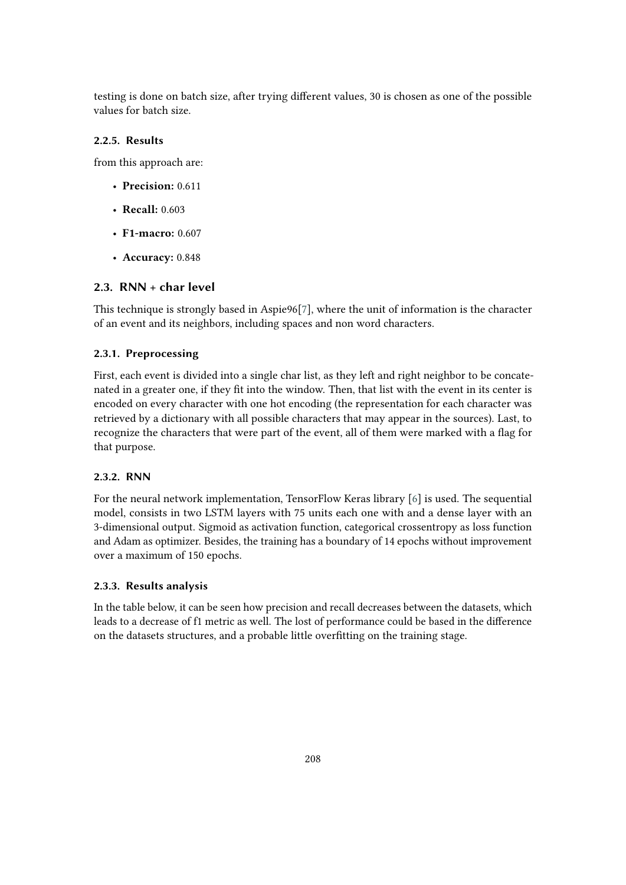testing is done on batch size, after trying different values, 30 is chosen as one of the possible values for batch size.

#### 2.2.5. Results

from this approach are:

- **Precision:** 0.611
- **Recall:** 0.603
- **F1-macro:** 0.607
- **Accuracy:** 0.848

### 2.3. RNN + char level

This technique is strongly based in Aspie96[7], where the unit of information is the character of an event and its neighbors, including spaces and non word characters.

#### 2.3.1. Preprocessing

First, each event is divided into a single char list, as they left and right neighbor to be concatenated in a greater one, if they fit into the window. Then, that list with the event in its center is encoded on every character with one hot encoding (the representation for each character was retrieved by a dictionary with all possible characters that may appear in the sources). Last, to recognize the characters that were part of the event, all of them were marked with a flag for that purpose.

#### 2.3.2. RNN

For the neural network implementation, TensorFlow Keras library [6] is used. The sequential model, consists in two LSTM layers with 75 units each one with and a dense layer with an 3-dimensional output. Sigmoid as activation function, categorical crossentropy as loss function and Adam as optimizer. Besides, the training has a boundary of 14 epochs without improvement over a maximum of 150 epochs.

#### 2.3.3. Results analysis

In the table below, it can be seen how precision and recall decreases between the datasets, which leads to a decrease of f1 metric as well. The lost of performance could be based in the difference on the datasets structures, and a probable little overfitting on the training stage.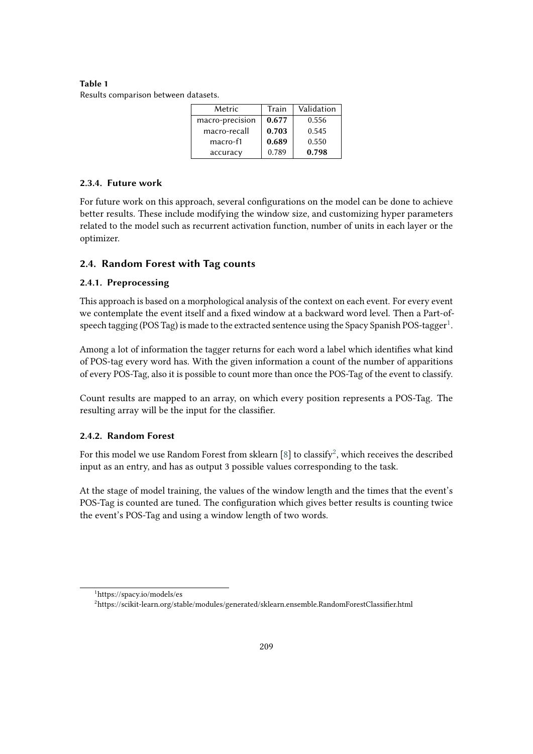**Table 1**
Results comparison between datasets.

| Metric | Train | Validation |
|---|---|---|
| macro-precision | **0.677** | 0.556 |
| macro-recall | **0.703** | 0.545 |
| macro-f1 | **0.689** | 0.550 |
| accuracy | 0.789 | **0.798** |

#### 2.3.4. Future work

For future work on this approach, several configurations on the model can be done to achieve better results. These include modifying the window size, and customizing hyper parameters related to the model such as recurrent activation function, number of units in each layer or the optimizer.

### 2.4. Random Forest with Tag counts

#### 2.4.1. Preprocessing

This approach is based on a morphological analysis of the context on each event. For every event we contemplate the event itself and a fixed window at a backward word level. Then a Part-of-speech tagging (POS Tag) is made to the extracted sentence using the Spacy Spanish POS-tagger[1].

Among a lot of information the tagger returns for each word a label which identifies what kind of POS-tag every word has. With the given information a count of the number of apparitions of every POS-Tag, also it is possible to count more than once the POS-Tag of the event to classify.

Count results are mapped to an array, on which every position represents a POS-Tag. The resulting array will be the input for the classifier.

#### 2.4.2. Random Forest

For this model we use Random Forest from sklearn [8] to classify[2], which receives the described input as an entry, and has as output 3 possible values corresponding to the task.

At the stage of model training, the values of the window length and the times that the event's POS-Tag is counted are tuned. The configuration which gives better results is counting twice the event's POS-Tag and using a window length of two words.

[1] https://spacy.io/models/es

[2] https://scikit-learn.org/stable/modules/generated/sklearn.ensemble.RandomForestClassifier.html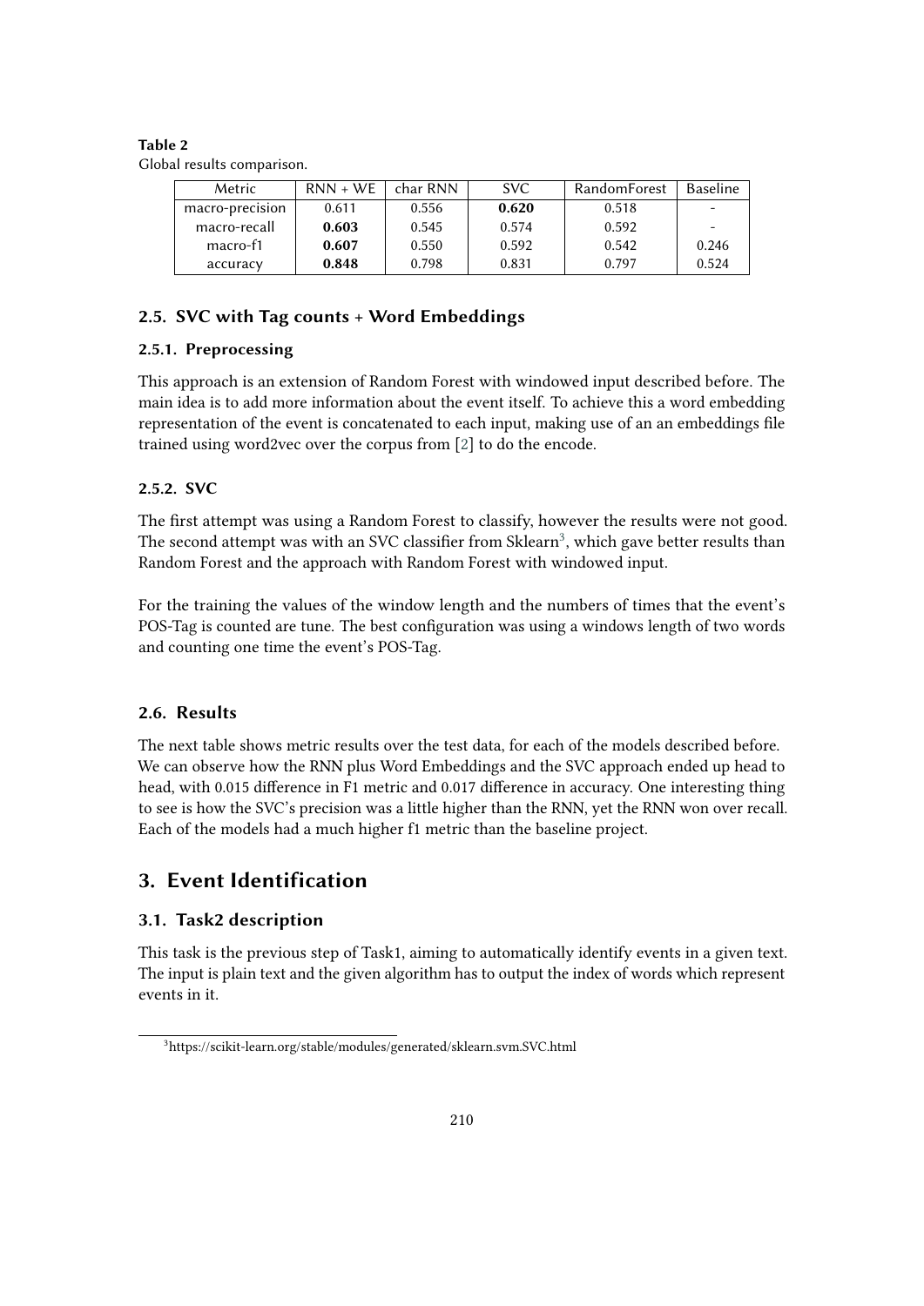**Table 2**
Global results comparison.

| Metric | RNN + WE | char RNN | SVC | RandomForest | Baseline |
|---|---|---|---|---|---|
| macro-precision | 0.611 | 0.556 | **0.620** | 0.518 | - |
| macro-recall | **0.603** | 0.545 | 0.574 | 0.592 | - |
| macro-f1 | **0.607** | 0.550 | 0.592 | 0.542 | 0.246 |
| accuracy | **0.848** | 0.798 | 0.831 | 0.797 | 0.524 |

## 2.5. SVC with Tag counts + Word Embeddings

### 2.5.1. Preprocessing

This approach is an extension of Random Forest with windowed input described before. The main idea is to add more information about the event itself. To achieve this a word embedding representation of the event is concatenated to each input, making use of an an embeddings file trained using word2vec over the corpus from [2] to do the encode.

### 2.5.2. SVC

The first attempt was using a Random Forest to classify, however the results were not good. The second attempt was with an SVC classifier from Sklearn[3], which gave better results than Random Forest and the approach with Random Forest with windowed input.

For the training the values of the window length and the numbers of times that the event's POS-Tag is counted are tune. The best configuration was using a windows length of two words and counting one time the event's POS-Tag.

## 2.6. Results

The next table shows metric results over the test data, for each of the models described before. We can observe how the RNN plus Word Embeddings and the SVC approach ended up head to head, with 0.015 difference in F1 metric and 0.017 difference in accuracy. One interesting thing to see is how the SVC's precision was a little higher than the RNN, yet the RNN won over recall. Each of the models had a much higher f1 metric than the baseline project.

# 3. Event Identification

## 3.1. Task2 description

This task is the previous step of Task1, aiming to automatically identify events in a given text. The input is plain text and the given algorithm has to output the index of words which represent events in it.

[3] https://scikit-learn.org/stable/modules/generated/sklearn.svm.SVC.html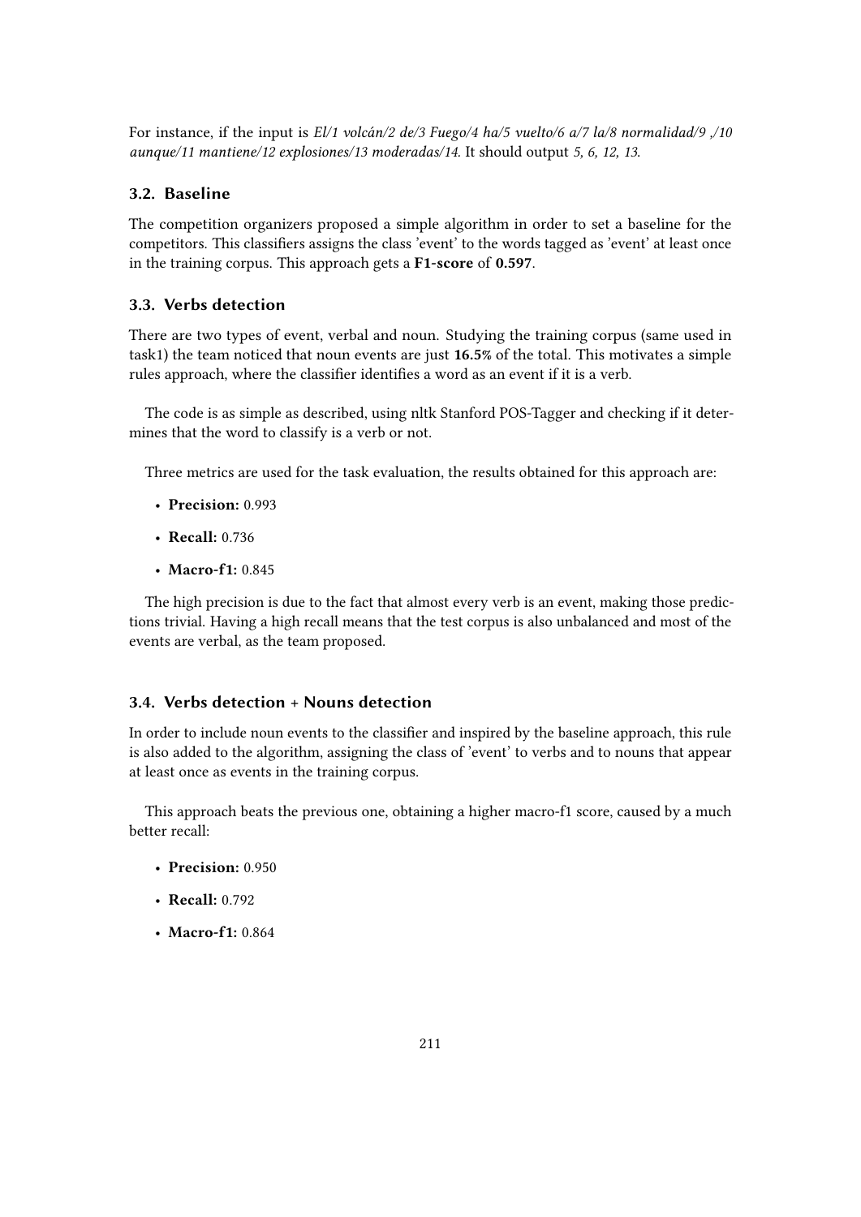For instance, if the input is *El/1 volcán/2 de/3 Fuego/4 ha/5 vuelto/6 a/7 la/8 normalidad/9 ,/10 aunque/11 mantiene/12 explosiones/13 moderadas/14*. It should output *5, 6, 12, 13*.

### 3.2. Baseline

The competition organizers proposed a simple algorithm in order to set a baseline for the competitors. This classifiers assigns the class 'event' to the words tagged as 'event' at least once in the training corpus. This approach gets a **F1-score** of **0.597**.

### 3.3. Verbs detection

There are two types of event, verbal and noun. Studying the training corpus (same used in task1) the team noticed that noun events are just **16.5%** of the total. This motivates a simple rules approach, where the classifier identifies a word as an event if it is a verb.

The code is as simple as described, using nltk Stanford POS-Tagger and checking if it determines that the word to classify is a verb or not.

Three metrics are used for the task evaluation, the results obtained for this approach are:

- **Precision:** 0.993
- **Recall:** 0.736
- **Macro-f1:** 0.845

The high precision is due to the fact that almost every verb is an event, making those predictions trivial. Having a high recall means that the test corpus is also unbalanced and most of the events are verbal, as the team proposed.

### 3.4. Verbs detection + Nouns detection

In order to include noun events to the classifier and inspired by the baseline approach, this rule is also added to the algorithm, assigning the class of 'event' to verbs and to nouns that appear at least once as events in the training corpus.

This approach beats the previous one, obtaining a higher macro-f1 score, caused by a much better recall:

- **Precision:** 0.950
- **Recall:** 0.792
- **Macro-f1:** 0.864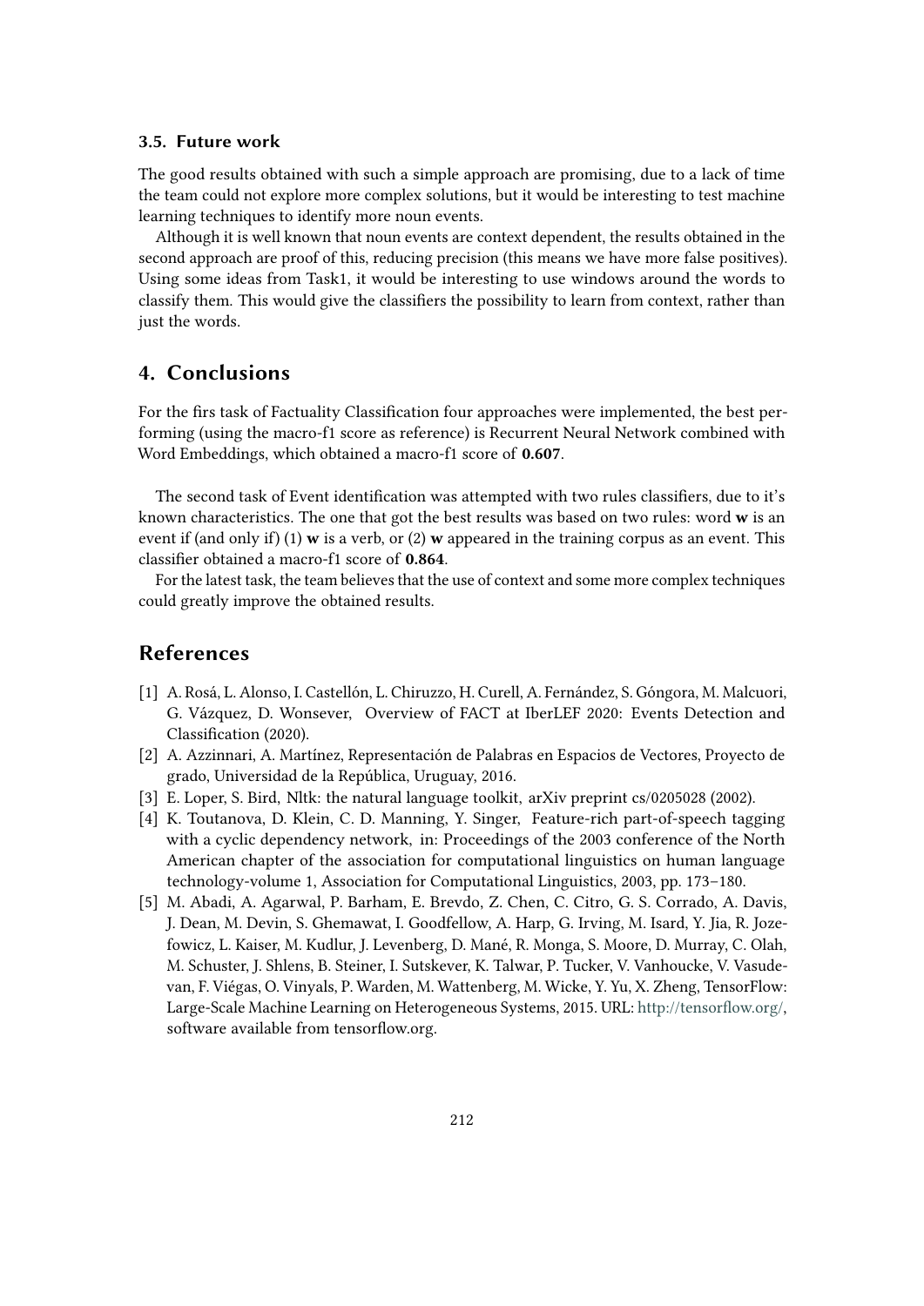### 3.5. Future work

The good results obtained with such a simple approach are promising, due to a lack of time the team could not explore more complex solutions, but it would be interesting to test machine learning techniques to identify more noun events.

Although it is well known that noun events are context dependent, the results obtained in the second approach are proof of this, reducing precision (this means we have more false positives). Using some ideas from Task1, it would be interesting to use windows around the words to classify them. This would give the classifiers the possibility to learn from context, rather than just the words.

## 4. Conclusions

For the firs task of Factuality Classification four approaches were implemented, the best performing (using the macro-f1 score as reference) is Recurrent Neural Network combined with Word Embeddings, which obtained a macro-f1 score of **0.607**.

The second task of Event identification was attempted with two rules classifiers, due to it's known characteristics. The one that got the best results was based on two rules: word **w** is an event if (and only if) (1) **w** is a verb, or (2) **w** appeared in the training corpus as an event. This classifier obtained a macro-f1 score of **0.864**.

For the latest task, the team believes that the use of context and some more complex techniques could greatly improve the obtained results.

## References

[1] A. Rosá, L. Alonso, I. Castellón, L. Chiruzzo, H. Curell, A. Fernández, S. Góngora, M. Malcuori, G. Vázquez, D. Wonsever, Overview of FACT at IberLEF 2020: Events Detection and Classification (2020).

[2] A. Azzinnari, A. Martínez, Representación de Palabras en Espacios de Vectores, Proyecto de grado, Universidad de la República, Uruguay, 2016.

[3] E. Loper, S. Bird, Nltk: the natural language toolkit, arXiv preprint cs/0205028 (2002).

[4] K. Toutanova, D. Klein, C. D. Manning, Y. Singer, Feature-rich part-of-speech tagging with a cyclic dependency network, in: Proceedings of the 2003 conference of the North American chapter of the association for computational linguistics on human language technology-volume 1, Association for Computational Linguistics, 2003, pp. 173–180.

[5] M. Abadi, A. Agarwal, P. Barham, E. Brevdo, Z. Chen, C. Citro, G. S. Corrado, A. Davis, J. Dean, M. Devin, S. Ghemawat, I. Goodfellow, A. Harp, G. Irving, M. Isard, Y. Jia, R. Jozefowicz, L. Kaiser, M. Kudlur, J. Levenberg, D. Mané, R. Monga, S. Moore, D. Murray, C. Olah, M. Schuster, J. Shlens, B. Steiner, I. Sutskever, K. Talwar, P. Tucker, V. Vanhoucke, V. Vasudevan, F. Viégas, O. Vinyals, P. Warden, M. Wattenberg, M. Wicke, Y. Yu, X. Zheng, TensorFlow: Large-Scale Machine Learning on Heterogeneous Systems, 2015. URL: http://tensorflow.org/, software available from tensorflow.org.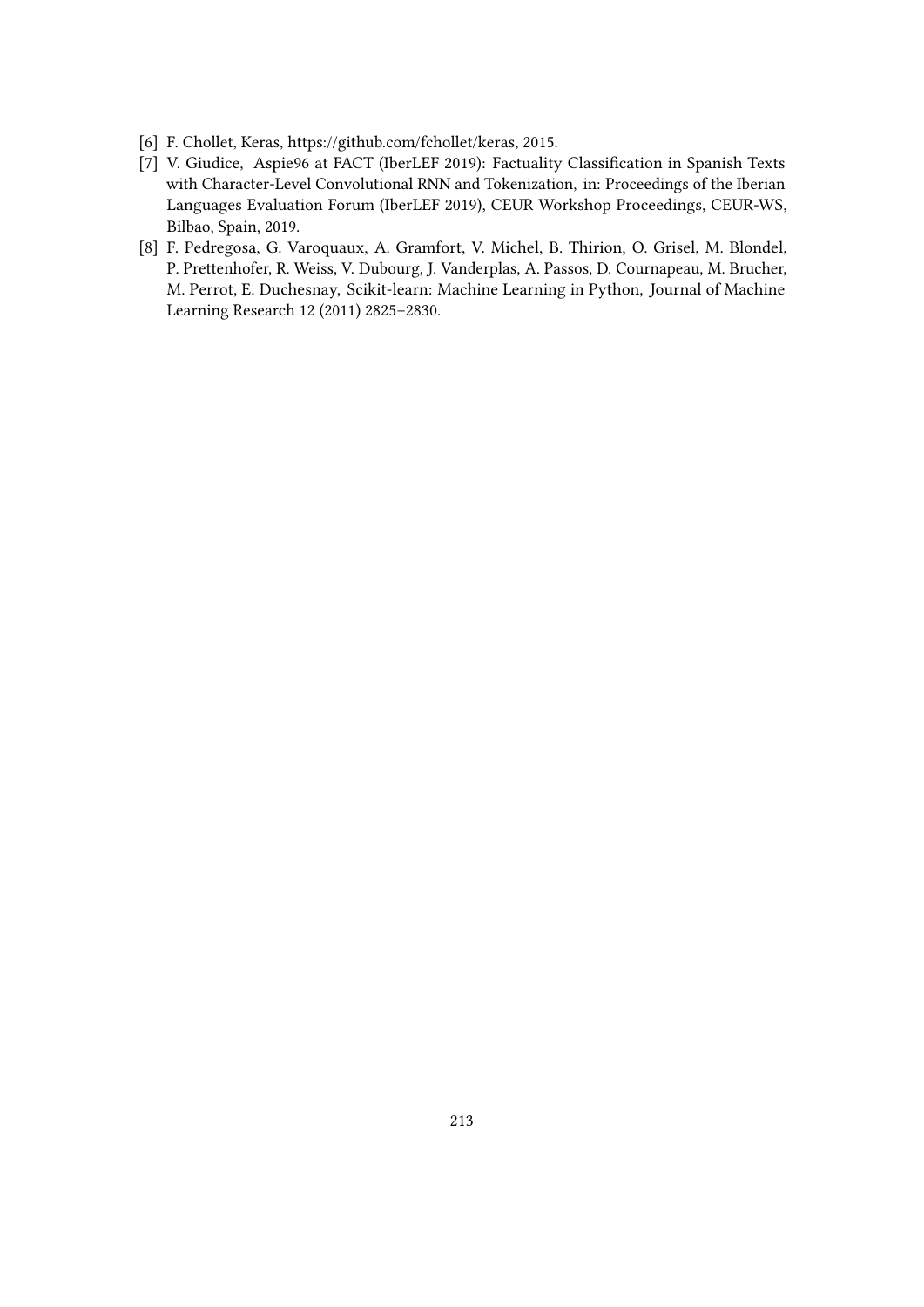[6] F. Chollet, Keras, https://github.com/fchollet/keras, 2015.

[7] V. Giudice, Aspie96 at FACT (IberLEF 2019): Factuality Classification in Spanish Texts with Character-Level Convolutional RNN and Tokenization, in: Proceedings of the Iberian Languages Evaluation Forum (IberLEF 2019), CEUR Workshop Proceedings, CEUR-WS, Bilbao, Spain, 2019.

[8] F. Pedregosa, G. Varoquaux, A. Gramfort, V. Michel, B. Thirion, O. Grisel, M. Blondel, P. Prettenhofer, R. Weiss, V. Dubourg, J. Vanderplas, A. Passos, D. Cournapeau, M. Brucher, M. Perrot, E. Duchesnay, Scikit-learn: Machine Learning in Python, Journal of Machine Learning Research 12 (2011) 2825–2830.